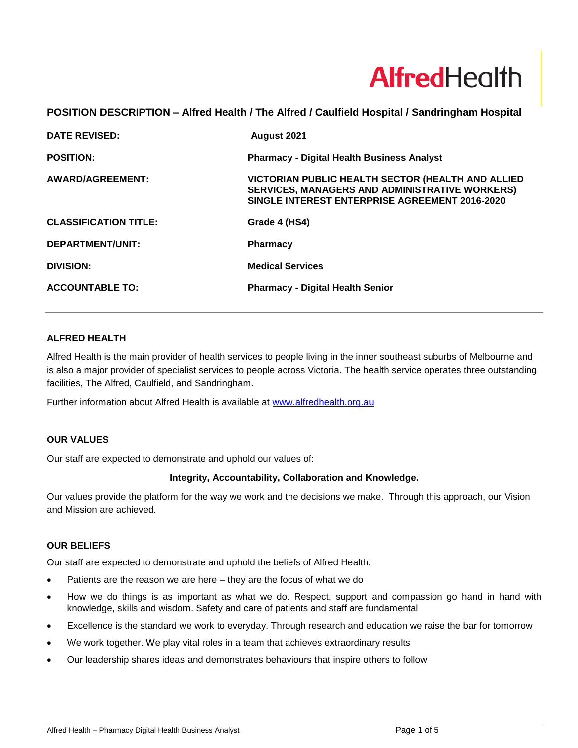AlfredHealth

**POSITION DESCRIPTION – Alfred Health / The Alfred / Caulfield Hospital / Sandringham Hospital**

| | |
|---|---|
| **DATE REVISED:** | **August 2021** |
| **POSITION:** | **Pharmacy - Digital Health Business Analyst** |
| **AWARD/AGREEMENT:** | **VICTORIAN PUBLIC HEALTH SECTOR (HEALTH AND ALLIED SERVICES, MANAGERS AND ADMINISTRATIVE WORKERS) SINGLE INTEREST ENTERPRISE AGREEMENT 2016-2020** |
| **CLASSIFICATION TITLE:** | **Grade 4 (HS4)** |
| **DEPARTMENT/UNIT:** | **Pharmacy** |
| **DIVISION:** | **Medical Services** |
| **ACCOUNTABLE TO:** | **Pharmacy - Digital Health Senior** |

---

## ALFRED HEALTH

Alfred Health is the main provider of health services to people living in the inner southeast suburbs of Melbourne and is also a major provider of specialist services to people across Victoria. The health service operates three outstanding facilities, The Alfred, Caulfield, and Sandringham.

Further information about Alfred Health is available at [www.alfredhealth.org.au](http://www.alfredhealth.org.au)

## OUR VALUES

Our staff are expected to demonstrate and uphold our values of:

**Integrity, Accountability, Collaboration and Knowledge.**

Our values provide the platform for the way we work and the decisions we make. Through this approach, our Vision and Mission are achieved.

## OUR BELIEFS

Our staff are expected to demonstrate and uphold the beliefs of Alfred Health:

- Patients are the reason we are here – they are the focus of what we do
- How we do things is as important as what we do. Respect, support and compassion go hand in hand with knowledge, skills and wisdom. Safety and care of patients and staff are fundamental
- Excellence is the standard we work to everyday. Through research and education we raise the bar for tomorrow
- We work together. We play vital roles in a team that achieves extraordinary results
- Our leadership shares ideas and demonstrates behaviours that inspire others to follow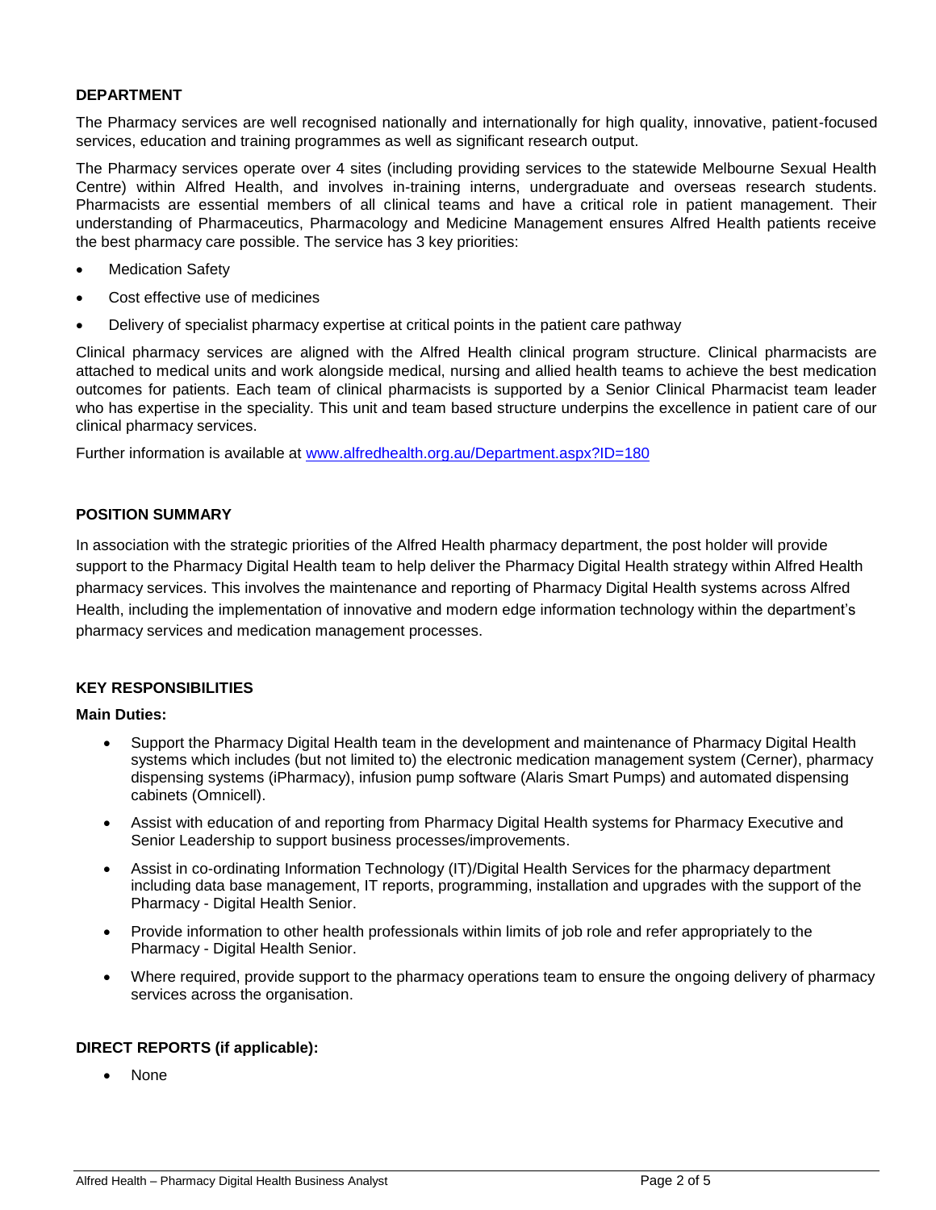## DEPARTMENT

The Pharmacy services are well recognised nationally and internationally for high quality, innovative, patient-focused services, education and training programmes as well as significant research output.

The Pharmacy services operate over 4 sites (including providing services to the statewide Melbourne Sexual Health Centre) within Alfred Health, and involves in-training interns, undergraduate and overseas research students. Pharmacists are essential members of all clinical teams and have a critical role in patient management. Their understanding of Pharmaceutics, Pharmacology and Medicine Management ensures Alfred Health patients receive the best pharmacy care possible. The service has 3 key priorities:

- Medication Safety
- Cost effective use of medicines
- Delivery of specialist pharmacy expertise at critical points in the patient care pathway

Clinical pharmacy services are aligned with the Alfred Health clinical program structure. Clinical pharmacists are attached to medical units and work alongside medical, nursing and allied health teams to achieve the best medication outcomes for patients. Each team of clinical pharmacists is supported by a Senior Clinical Pharmacist team leader who has expertise in the speciality. This unit and team based structure underpins the excellence in patient care of our clinical pharmacy services.

Further information is available at www.alfredhealth.org.au/Department.aspx?ID=180

## POSITION SUMMARY

In association with the strategic priorities of the Alfred Health pharmacy department, the post holder will provide support to the Pharmacy Digital Health team to help deliver the Pharmacy Digital Health strategy within Alfred Health pharmacy services. This involves the maintenance and reporting of Pharmacy Digital Health systems across Alfred Health, including the implementation of innovative and modern edge information technology within the department's pharmacy services and medication management processes.

## KEY RESPONSIBILITIES

**Main Duties:**

- Support the Pharmacy Digital Health team in the development and maintenance of Pharmacy Digital Health systems which includes (but not limited to) the electronic medication management system (Cerner), pharmacy dispensing systems (iPharmacy), infusion pump software (Alaris Smart Pumps) and automated dispensing cabinets (Omnicell).
- Assist with education of and reporting from Pharmacy Digital Health systems for Pharmacy Executive and Senior Leadership to support business processes/improvements.
- Assist in co-ordinating Information Technology (IT)/Digital Health Services for the pharmacy department including data base management, IT reports, programming, installation and upgrades with the support of the Pharmacy - Digital Health Senior.
- Provide information to other health professionals within limits of job role and refer appropriately to the Pharmacy - Digital Health Senior.
- Where required, provide support to the pharmacy operations team to ensure the ongoing delivery of pharmacy services across the organisation.

## DIRECT REPORTS (if applicable):

- None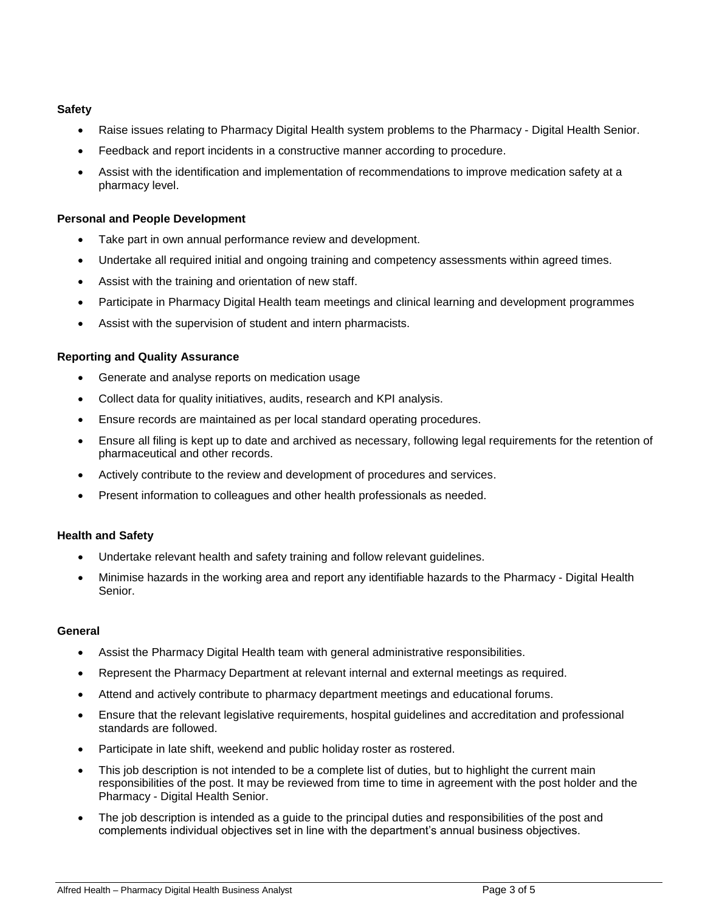**Safety**

- Raise issues relating to Pharmacy Digital Health system problems to the Pharmacy - Digital Health Senior.
- Feedback and report incidents in a constructive manner according to procedure.
- Assist with the identification and implementation of recommendations to improve medication safety at a pharmacy level.

**Personal and People Development**

- Take part in own annual performance review and development.
- Undertake all required initial and ongoing training and competency assessments within agreed times.
- Assist with the training and orientation of new staff.
- Participate in Pharmacy Digital Health team meetings and clinical learning and development programmes
- Assist with the supervision of student and intern pharmacists.

**Reporting and Quality Assurance**

- Generate and analyse reports on medication usage
- Collect data for quality initiatives, audits, research and KPI analysis.
- Ensure records are maintained as per local standard operating procedures.
- Ensure all filing is kept up to date and archived as necessary, following legal requirements for the retention of pharmaceutical and other records.
- Actively contribute to the review and development of procedures and services.
- Present information to colleagues and other health professionals as needed.

**Health and Safety**

- Undertake relevant health and safety training and follow relevant guidelines.
- Minimise hazards in the working area and report any identifiable hazards to the Pharmacy - Digital Health Senior.

**General**

- Assist the Pharmacy Digital Health team with general administrative responsibilities.
- Represent the Pharmacy Department at relevant internal and external meetings as required.
- Attend and actively contribute to pharmacy department meetings and educational forums.
- Ensure that the relevant legislative requirements, hospital guidelines and accreditation and professional standards are followed.
- Participate in late shift, weekend and public holiday roster as rostered.
- This job description is not intended to be a complete list of duties, but to highlight the current main responsibilities of the post. It may be reviewed from time to time in agreement with the post holder and the Pharmacy - Digital Health Senior.
- The job description is intended as a guide to the principal duties and responsibilities of the post and complements individual objectives set in line with the department's annual business objectives.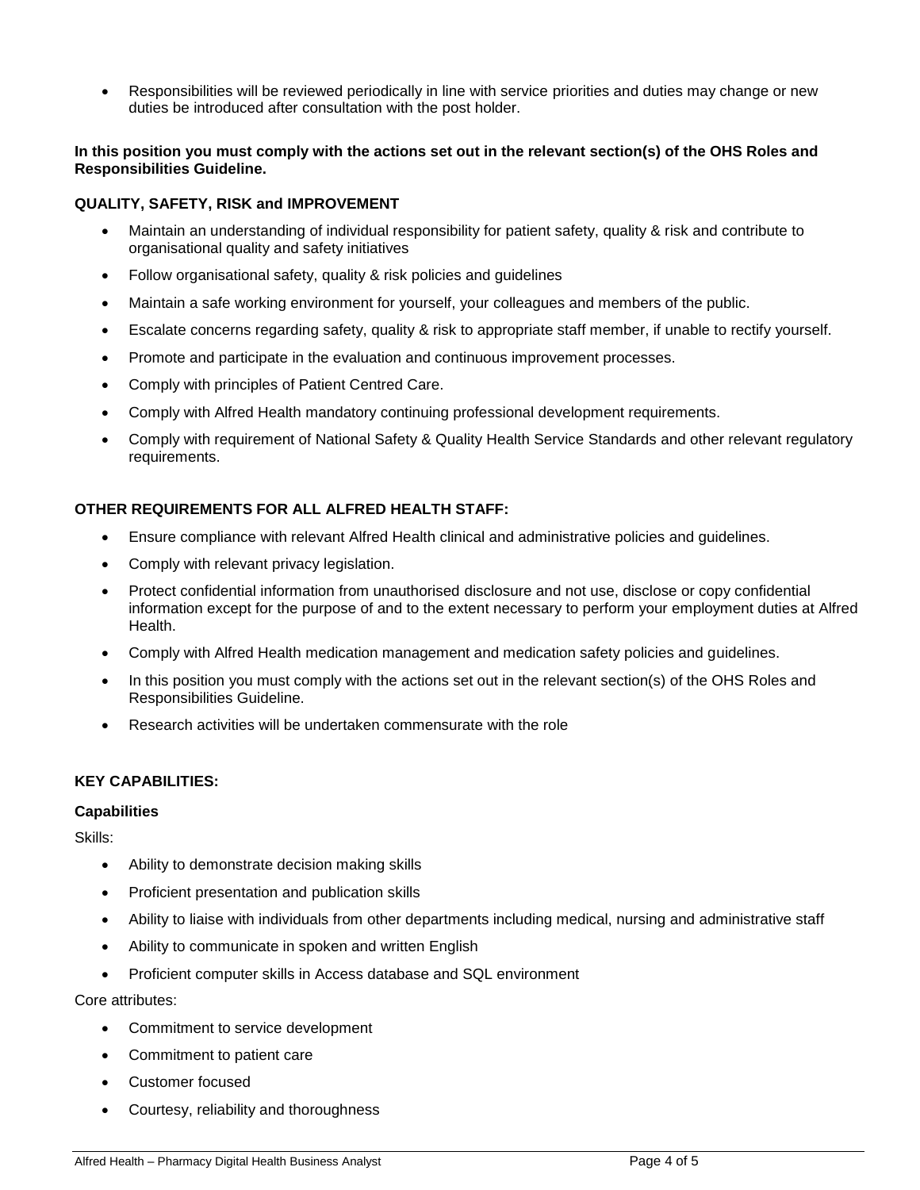- Responsibilities will be reviewed periodically in line with service priorities and duties may change or new duties be introduced after consultation with the post holder.

**In this position you must comply with the actions set out in the relevant section(s) of the OHS Roles and Responsibilities Guideline.**

**QUALITY, SAFETY, RISK and IMPROVEMENT**

- Maintain an understanding of individual responsibility for patient safety, quality & risk and contribute to organisational quality and safety initiatives
- Follow organisational safety, quality & risk policies and guidelines
- Maintain a safe working environment for yourself, your colleagues and members of the public.
- Escalate concerns regarding safety, quality & risk to appropriate staff member, if unable to rectify yourself.
- Promote and participate in the evaluation and continuous improvement processes.
- Comply with principles of Patient Centred Care.
- Comply with Alfred Health mandatory continuing professional development requirements.
- Comply with requirement of National Safety & Quality Health Service Standards and other relevant regulatory requirements.

**OTHER REQUIREMENTS FOR ALL ALFRED HEALTH STAFF:**

- Ensure compliance with relevant Alfred Health clinical and administrative policies and guidelines.
- Comply with relevant privacy legislation.
- Protect confidential information from unauthorised disclosure and not use, disclose or copy confidential information except for the purpose of and to the extent necessary to perform your employment duties at Alfred Health.
- Comply with Alfred Health medication management and medication safety policies and guidelines.
- In this position you must comply with the actions set out in the relevant section(s) of the OHS Roles and Responsibilities Guideline.
- Research activities will be undertaken commensurate with the role

**KEY CAPABILITIES:**

**Capabilities**

Skills:

- Ability to demonstrate decision making skills
- Proficient presentation and publication skills
- Ability to liaise with individuals from other departments including medical, nursing and administrative staff
- Ability to communicate in spoken and written English
- Proficient computer skills in Access database and SQL environment

Core attributes:

- Commitment to service development
- Commitment to patient care
- Customer focused
- Courtesy, reliability and thoroughness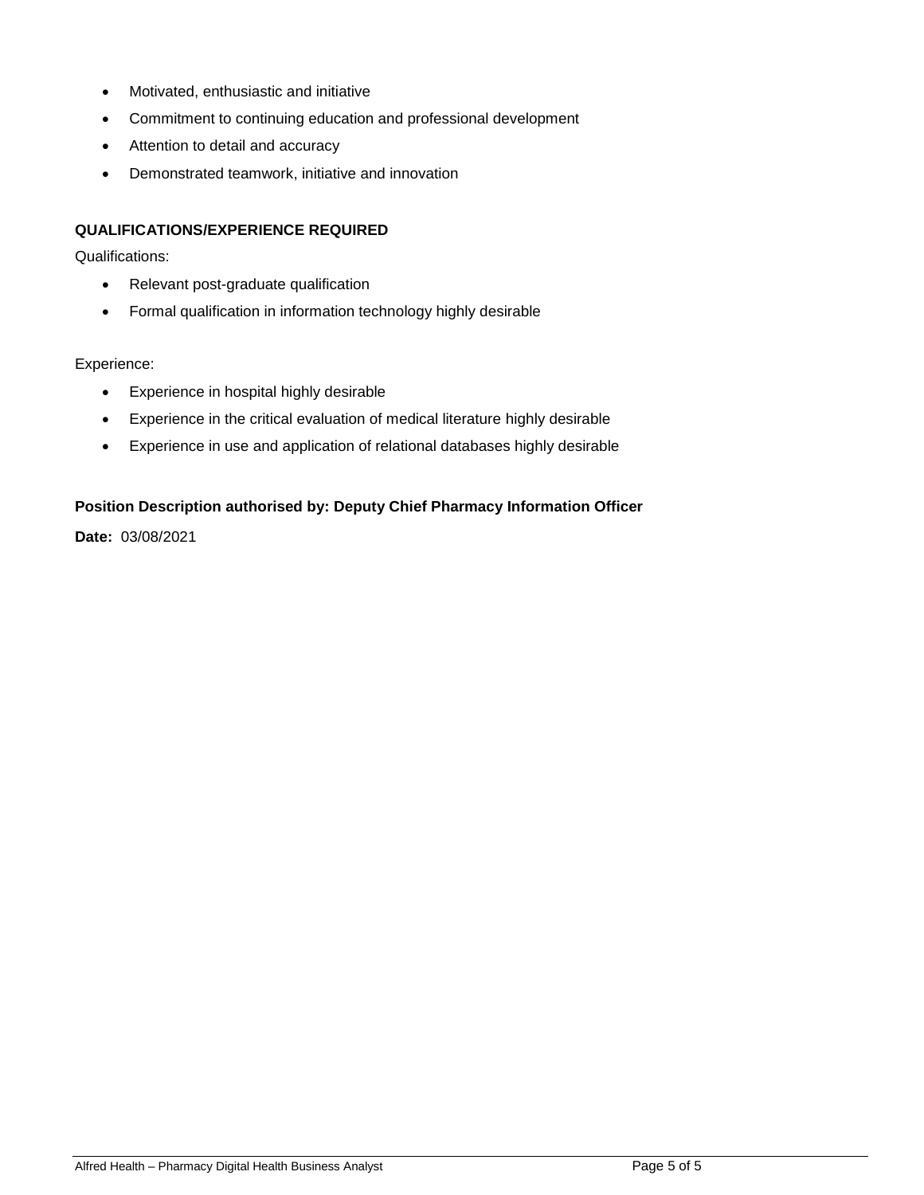- Motivated, enthusiastic and initiative
- Commitment to continuing education and professional development
- Attention to detail and accuracy
- Demonstrated teamwork, initiative and innovation

**QUALIFICATIONS/EXPERIENCE REQUIRED**

Qualifications:

- Relevant post-graduate qualification
- Formal qualification in information technology highly desirable

Experience:

- Experience in hospital highly desirable
- Experience in the critical evaluation of medical literature highly desirable
- Experience in use and application of relational databases highly desirable

**Position Description authorised by: Deputy Chief Pharmacy Information Officer**

**Date:** 03/08/2021